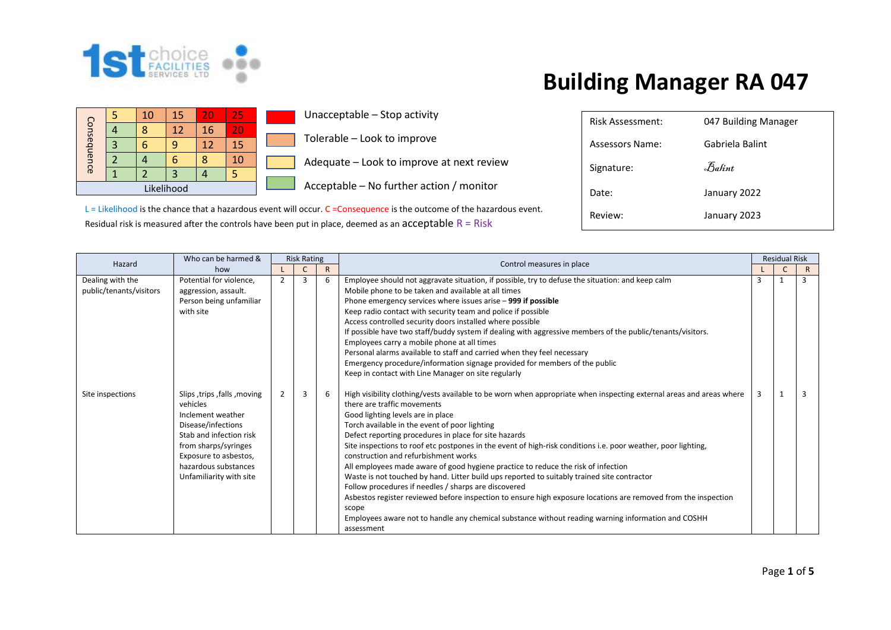# Building Manager RA 047

| Consequence | | | | | |
|---|---|---|---|---|---|
| | 5 | 10 | 15 | 20 | 25 |
| | 4 | 8 | 12 | 16 | 20 |
| | 3 | 6 | 9 | 12 | 15 |
| | 2 | 4 | 6 | 8 | 10 |
| | 1 | 2 | 3 | 4 | 5 |
| Likelihood | | | | | |

- Unacceptable – Stop activity
- Tolerable – Look to improve
- Adequate – Look to improve at next review
- Acceptable – No further action / monitor

L = Likelihood is the chance that a hazardous event will occur. C =Consequence is the outcome of the hazardous event.
Residual risk is measured after the controls have been put in place, deemed as an acceptable R = Risk

| | |
|---|---|
| Risk Assessment: | 047 Building Manager |
| Assessors Name: | Gabriela Balint |
| Signature: | Balint |
| Date: | January 2022 |
| Review: | January 2023 |

| Hazard | Who can be harmed & how | Risk Rating | | | Control measures in place | Residual Risk | | |
|---|---|---|---|---|---|---|---|---|
| | | L | C | R | | L | C | R |
| Dealing with the public/tenants/visitors | Potential for violence, aggression, assault. Person being unfamiliar with site | 2 | 3 | 6 | Employee should not aggravate situation, if possible, try to defuse the situation: and keep calm<br>Mobile phone to be taken and available at all times<br>Phone emergency services where issues arise – **999 if possible**<br>Keep radio contact with security team and police if possible<br>Access controlled security doors installed where possible<br>If possible have two staff/buddy system if dealing with aggressive members of the public/tenants/visitors.<br>Employees carry a mobile phone at all times<br>Personal alarms available to staff and carried when they feel necessary<br>Emergency procedure/information signage provided for members of the public<br>Keep in contact with Line Manager on site regularly | 3 | 1 | 3 |
| Site inspections | Slips ,trips ,falls ,moving vehicles<br>Inclement weather<br>Disease/infections<br>Stab and infection risk from sharps/syringes<br>Exposure to asbestos, hazardous substances<br>Unfamiliarity with site | 2 | 3 | 6 | High visibility clothing/vests available to be worn when appropriate when inspecting external areas and areas where there are traffic movements<br>Good lighting levels are in place<br>Torch available in the event of poor lighting<br>Defect reporting procedures in place for site hazards<br>Site inspections to roof etc postpones in the event of high-risk conditions i.e. poor weather, poor lighting, construction and refurbishment works<br>All employees made aware of good hygiene practice to reduce the risk of infection<br>Waste is not touched by hand. Litter build ups reported to suitably trained site contractor<br>Follow procedures if needles / sharps are discovered<br>Asbestos register reviewed before inspection to ensure high exposure locations are removed from the inspection scope<br>Employees aware not to handle any chemical substance without reading warning information and COSHH assessment | 3 | 1 | 3 |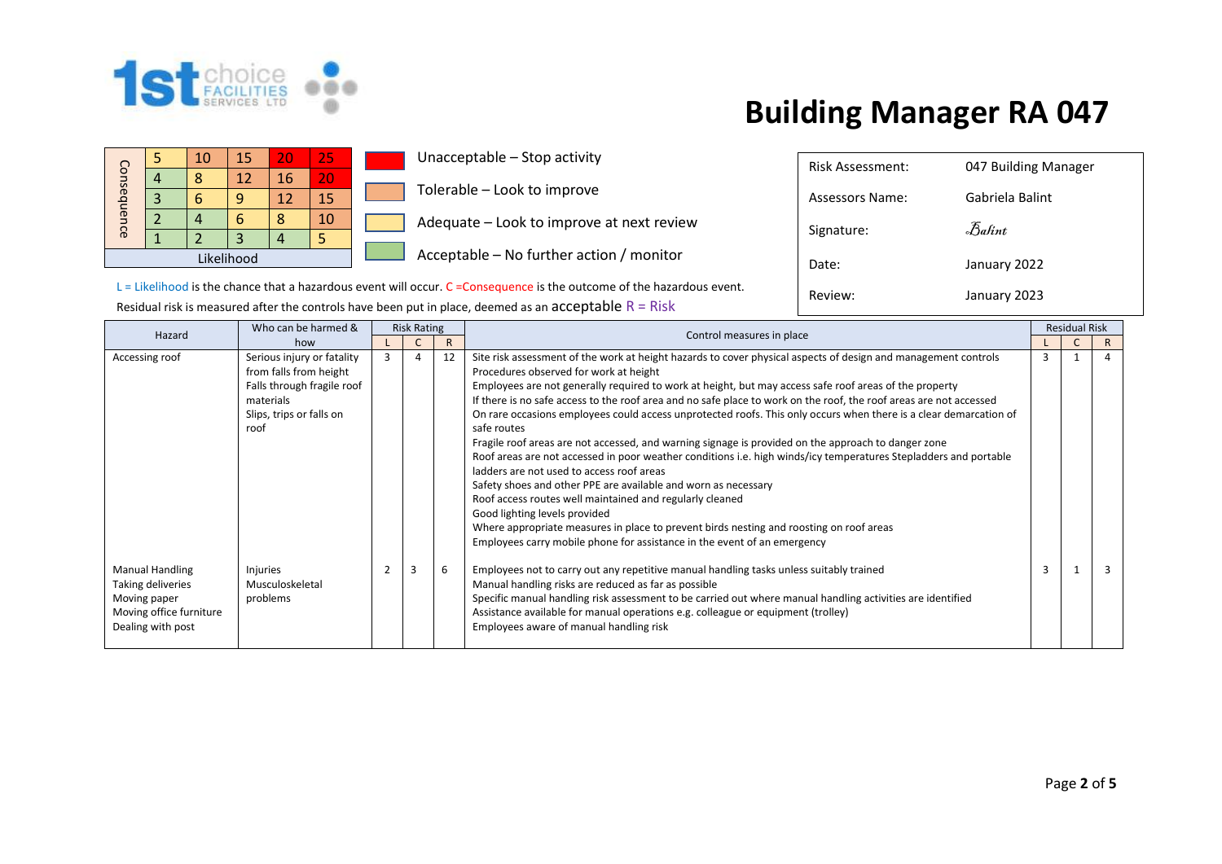# Building Manager RA 047

| Consequence | | | | | |
|---|---|---|---|---|---|
| | 5 | 10 | 15 | 20 | 25 |
| | 4 | 8 | 12 | 16 | 20 |
| | 3 | 6 | 9 | 12 | 15 |
| | 2 | 4 | 6 | 8 | 10 |
| | 1 | 2 | 3 | 4 | 5 |
| Likelihood | | | | | |

- Unacceptable – Stop activity
- Tolerable – Look to improve
- Adequate – Look to improve at next review
- Acceptable – No further action / monitor

| | |
|---|---|
| Risk Assessment: | 047 Building Manager |
| Assessors Name: | Gabriela Balint |
| Signature: | Balint |
| Date: | January 2022 |
| Review: | January 2023 |

L = Likelihood is the chance that a hazardous event will occur. C =Consequence is the outcome of the hazardous event.

Residual risk is measured after the controls have been put in place, deemed as an acceptable R = Risk

| Hazard | Who can be harmed & how | Risk Rating | | | Control measures in place | Residual Risk | | |
|---|---|---|---|---|---|---|---|---|
| | | L | C | R | | L | C | R |
| Accessing roof | Serious injury or fatality from falls from height<br>Falls through fragile roof materials<br>Slips, trips or falls on roof | 3 | 4 | 12 | Site risk assessment of the work at height hazards to cover physical aspects of design and management controls<br>Procedures observed for work at height<br>Employees are not generally required to work at height, but may access safe roof areas of the property<br>If there is no safe access to the roof area and no safe place to work on the roof, the roof areas are not accessed<br>On rare occasions employees could access unprotected roofs. This only occurs when there is a clear demarcation of safe routes<br>Fragile roof areas are not accessed, and warning signage is provided on the approach to danger zone<br>Roof areas are not accessed in poor weather conditions i.e. high winds/icy temperatures Stepladders and portable ladders are not used to access roof areas<br>Safety shoes and other PPE are available and worn as necessary<br>Roof access routes well maintained and regularly cleaned<br>Good lighting levels provided<br>Where appropriate measures in place to prevent birds nesting and roosting on roof areas<br>Employees carry mobile phone for assistance in the event of an emergency | 3 | 1 | 4 |
| Manual Handling<br>Taking deliveries<br>Moving paper<br>Moving office furniture<br>Dealing with post | Injuries<br>Musculoskeletal problems | 2 | 3 | 6 | Employees not to carry out any repetitive manual handling tasks unless suitably trained<br>Manual handling risks are reduced as far as possible<br>Specific manual handling risk assessment to be carried out where manual handling activities are identified<br>Assistance available for manual operations e.g. colleague or equipment (trolley)<br>Employees aware of manual handling risk | 3 | 1 | 3 |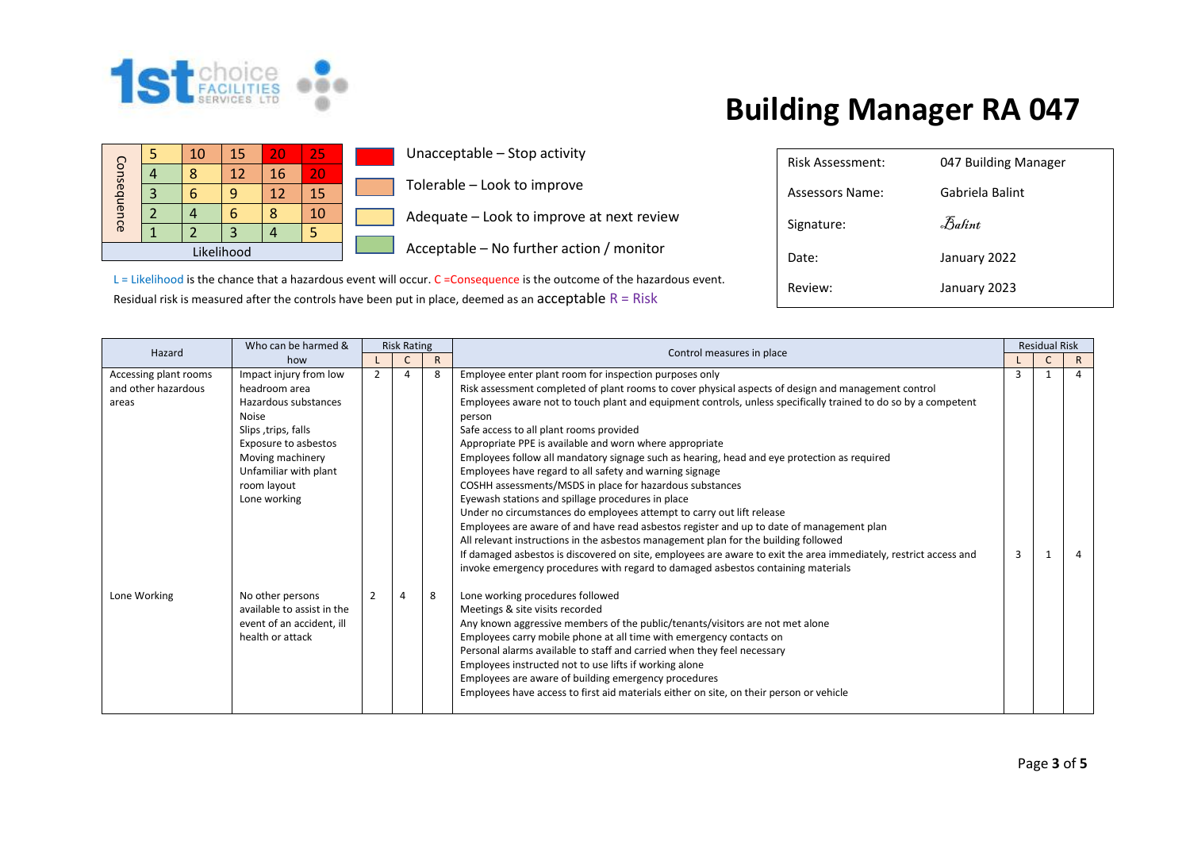# Building Manager RA 047

| Consequence | | | | | |
|---|---|---|---|---|---|
| | 5 | 10 | 15 | 20 | 25 |
| | 4 | 8 | 12 | 16 | 20 |
| | 3 | 6 | 9 | 12 | 15 |
| | 2 | 4 | 6 | 8 | 10 |
| | 1 | 2 | 3 | 4 | 5 |
| Likelihood | | | | | |

- Unacceptable – Stop activity
- Tolerable – Look to improve
- Adequate – Look to improve at next review
- Acceptable – No further action / monitor

L = Likelihood is the chance that a hazardous event will occur. C =Consequence is the outcome of the hazardous event.
Residual risk is measured after the controls have been put in place, deemed as an acceptable R = Risk

| | |
|---|---|
| Risk Assessment: | 047 Building Manager |
| Assessors Name: | Gabriela Balint |
| Signature: | Balint |
| Date: | January 2022 |
| Review: | January 2023 |

| Hazard | Who can be harmed & how | Risk Rating L | Risk Rating C | Risk Rating R | Control measures in place | Residual Risk L | Residual Risk C | Residual Risk R |
|---|---|---|---|---|---|---|---|---|
| Accessing plant rooms and other hazardous areas | Impact injury from low headroom area<br>Hazardous substances<br>Noise<br>Slips ,trips, falls<br>Exposure to asbestos<br>Moving machinery<br>Unfamiliar with plant room layout<br>Lone working | 2 | 4 | 8 | Employee enter plant room for inspection purposes only<br>Risk assessment completed of plant rooms to cover physical aspects of design and management control<br>Employees aware not to touch plant and equipment controls, unless specifically trained to do so by a competent person<br>Safe access to all plant rooms provided<br>Appropriate PPE is available and worn where appropriate<br>Employees follow all mandatory signage such as hearing, head and eye protection as required<br>Employees have regard to all safety and warning signage<br>COSHH assessments/MSDS in place for hazardous substances<br>Eyewash stations and spillage procedures in place<br>Under no circumstances do employees attempt to carry out lift release<br>Employees are aware of and have read asbestos register and up to date of management plan<br>All relevant instructions in the asbestos management plan for the building followed<br>If damaged asbestos is discovered on site, employees are aware to exit the area immediately, restrict access and invoke emergency procedures with regard to damaged asbestos containing materials | 3<br><br>3 | 1<br><br>1 | 4<br><br>4 |
| Lone Working | No other persons available to assist in the event of an accident, ill health or attack | 2 | 4 | 8 | Lone working procedures followed<br>Meetings & site visits recorded<br>Any known aggressive members of the public/tenants/visitors are not met alone<br>Employees carry mobile phone at all time with emergency contacts on<br>Personal alarms available to staff and carried when they feel necessary<br>Employees instructed not to use lifts if working alone<br>Employees are aware of building emergency procedures<br>Employees have access to first aid materials either on site, on their person or vehicle | | | |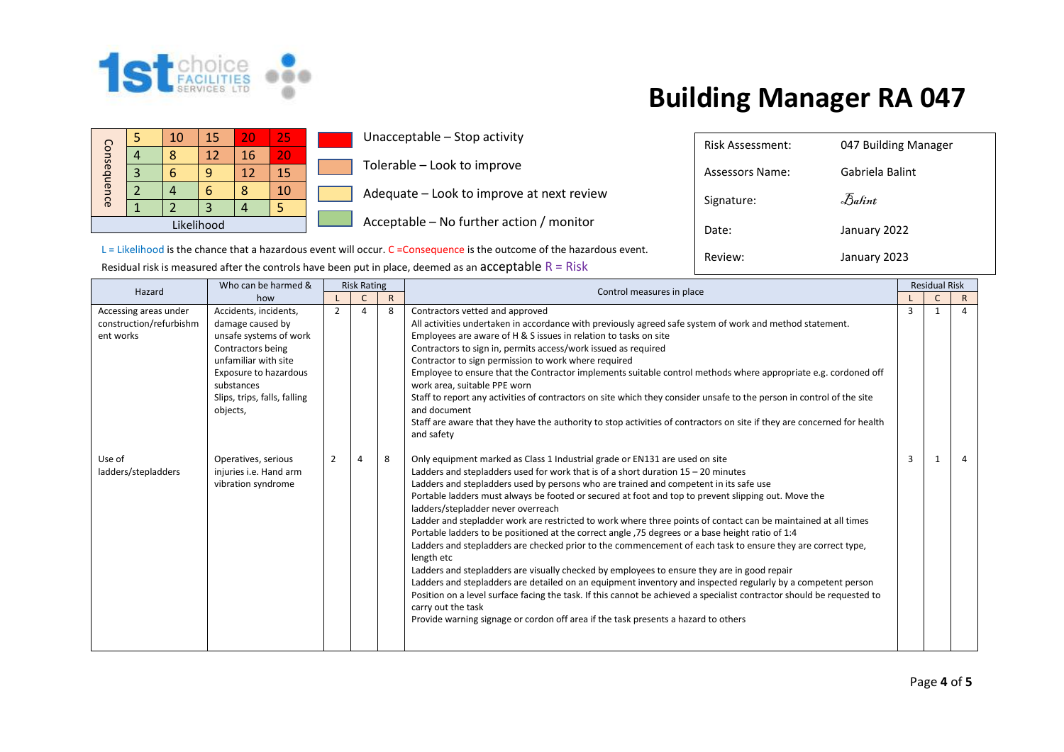# Building Manager RA 047

| Consequence | | | | | |
|---|---|---|---|---|---|
| 5 | 5 | 10 | 15 | 20 | 25 |
| 4 | 4 | 8 | 12 | 16 | 20 |
| 3 | 3 | 6 | 9 | 12 | 15 |
| 2 | 2 | 4 | 6 | 8 | 10 |
| 1 | 1 | 2 | 3 | 4 | 5 |
| | Likelihood | | | | |

- Unacceptable – Stop activity
- Tolerable – Look to improve
- Adequate – Look to improve at next review
- Acceptable – No further action / monitor

| | |
|---|---|
| Risk Assessment: | 047 Building Manager |
| Assessors Name: | Gabriela Balint |
| Signature: | Balint |
| Date: | January 2022 |
| Review: | January 2023 |

L = Likelihood is the chance that a hazardous event will occur. C =Consequence is the outcome of the hazardous event.

Residual risk is measured after the controls have been put in place, deemed as an acceptable R = Risk

| Hazard | Who can be harmed & how | Risk Rating | | | Control measures in place | Residual Risk | | |
|---|---|---|---|---|---|---|---|---|
| | | L | C | R | | L | C | R |
| Accessing areas under construction/refurbishment works | Accidents, incidents, damage caused by unsafe systems of work<br>Contractors being unfamiliar with site<br>Exposure to hazardous substances<br>Slips, trips, falls, falling objects, | 2 | 4 | 8 | Contractors vetted and approved<br>All activities undertaken in accordance with previously agreed safe system of work and method statement.<br>Employees are aware of H & S issues in relation to tasks on site<br>Contractors to sign in, permits access/work issued as required<br>Contractor to sign permission to work where required<br>Employee to ensure that the Contractor implements suitable control methods where appropriate e.g. cordoned off work area, suitable PPE worn<br>Staff to report any activities of contractors on site which they consider unsafe to the person in control of the site and document<br>Staff are aware that they have the authority to stop activities of contractors on site if they are concerned for health and safety | 3 | 1 | 4 |
| Use of ladders/stepladders | Operatives, serious injuries i.e. Hand arm vibration syndrome | 2 | 4 | 8 | Only equipment marked as Class 1 Industrial grade or EN131 are used on site<br>Ladders and stepladders used for work that is of a short duration 15 – 20 minutes<br>Ladders and stepladders used by persons who are trained and competent in its safe use<br>Portable ladders must always be footed or secured at foot and top to prevent slipping out. Move the ladders/stepladder never overreach<br>Ladder and stepladder work are restricted to work where three points of contact can be maintained at all times<br>Portable ladders to be positioned at the correct angle ,75 degrees or a base height ratio of 1:4<br>Ladders and stepladders are checked prior to the commencement of each task to ensure they are correct type, length etc<br>Ladders and stepladders are visually checked by employees to ensure they are in good repair<br>Ladders and stepladders are detailed on an equipment inventory and inspected regularly by a competent person<br>Position on a level surface facing the task. If this cannot be achieved a specialist contractor should be requested to carry out the task<br>Provide warning signage or cordon off area if the task presents a hazard to others | 3 | 1 | 4 |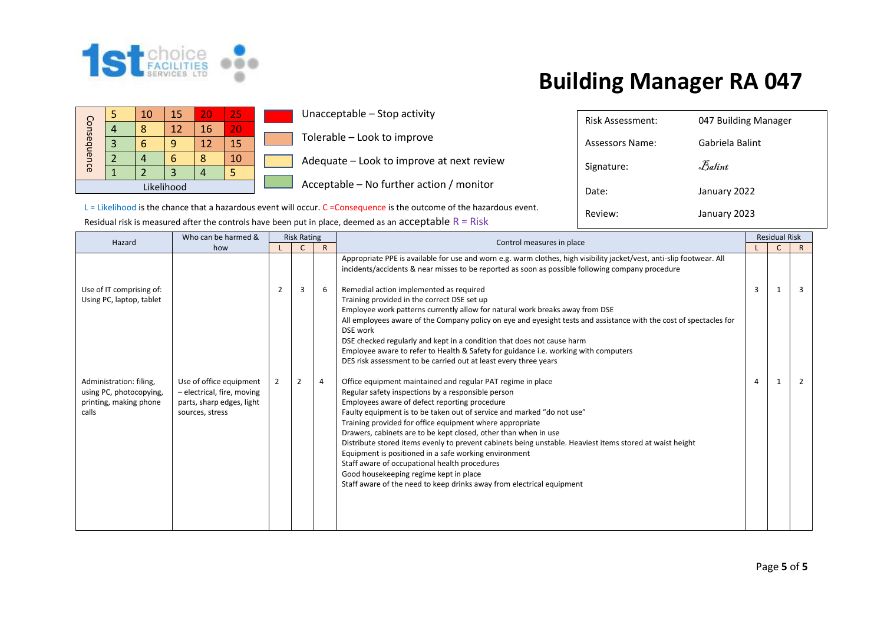# Building Manager RA 047

| | | | | | |
|---|---|---|---|---|---|
| Consequence | 5 | 10 | 15 | 20 | 25 |
| | 4 | 8 | 12 | 16 | 20 |
| | 3 | 6 | 9 | 12 | 15 |
| | 2 | 4 | 6 | 8 | 10 |
| | 1 | 2 | 3 | 4 | 5 |
| Likelihood | | | | | |

Unacceptable – Stop activity

Tolerable – Look to improve

Adequate – Look to improve at next review

Acceptable – No further action / monitor

| | |
|---|---|
| Risk Assessment: | 047 Building Manager |
| Assessors Name: | Gabriela Balint |
| Signature: | Balint |
| Date: | January 2022 |
| Review: | January 2023 |

L = Likelihood is the chance that a hazardous event will occur. C =Consequence is the outcome of the hazardous event.

Residual risk is measured after the controls have been put in place, deemed as an acceptable R = Risk

| Hazard | Who can be harmed & how | Risk Rating L | Risk Rating C | Risk Rating R | Control measures in place | Residual Risk L | Residual Risk C | Residual Risk R |
|---|---|---|---|---|---|---|---|---|
| | | | | | Appropriate PPE is available for use and worn e.g. warm clothes, high visibility jacket/vest, anti-slip footwear. All incidents/accidents & near misses to be reported as soon as possible following company procedure | | | |
| Use of IT comprising of: Using PC, laptop, tablet | | 2 | 3 | 6 | Remedial action implemented as required<br>Training provided in the correct DSE set up<br>Employee work patterns currently allow for natural work breaks away from DSE<br>All employees aware of the Company policy on eye and eyesight tests and assistance with the cost of spectacles for DSE work<br>DSE checked regularly and kept in a condition that does not cause harm<br>Employee aware to refer to Health & Safety for guidance i.e. working with computers<br>DES risk assessment to be carried out at least every three years | 3 | 1 | 3 |
| Administration: filing, using PC, photocopying, printing, making phone calls | Use of office equipment – electrical, fire, moving parts, sharp edges, light sources, stress | 2 | 2 | 4 | Office equipment maintained and regular PAT regime in place<br>Regular safety inspections by a responsible person<br>Employees aware of defect reporting procedure<br>Faulty equipment is to be taken out of service and marked "do not use"<br>Training provided for office equipment where appropriate<br>Drawers, cabinets are to be kept closed, other than when in use<br>Distribute stored items evenly to prevent cabinets being unstable. Heaviest items stored at waist height<br>Equipment is positioned in a safe working environment<br>Staff aware of occupational health procedures<br>Good housekeeping regime kept in place<br>Staff aware of the need to keep drinks away from electrical equipment | 4 | 1 | 2 |